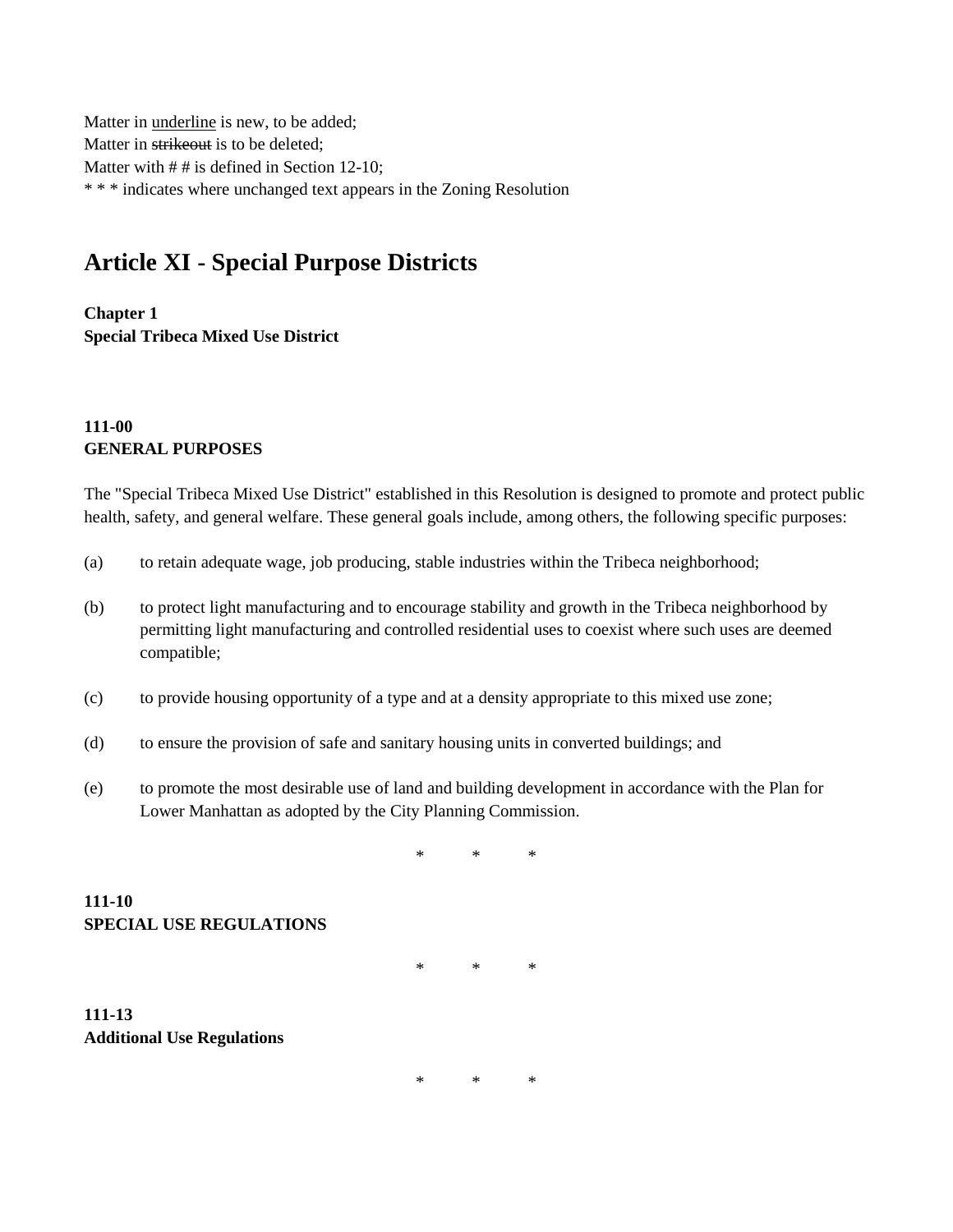Matter in <u>underline</u> is new, to be added;
Matter in ~~strikeout~~ is to be deleted;
Matter with # # is defined in Section 12-10;
* * * indicates where unchanged text appears in the Zoning Resolution

# Article XI - Special Purpose Districts

**Chapter 1**
**Special Tribeca Mixed Use District**

**111-00**
**GENERAL PURPOSES**

The "Special Tribeca Mixed Use District" established in this Resolution is designed to promote and protect public health, safety, and general welfare. These general goals include, among others, the following specific purposes:

(a) to retain adequate wage, job producing, stable industries within the Tribeca neighborhood;

(b) to protect light manufacturing and to encourage stability and growth in the Tribeca neighborhood by permitting light manufacturing and controlled residential uses to coexist where such uses are deemed compatible;

(c) to provide housing opportunity of a type and at a density appropriate to this mixed use zone;

(d) to ensure the provision of safe and sanitary housing units in converted buildings; and

(e) to promote the most desirable use of land and building development in accordance with the Plan for Lower Manhattan as adopted by the City Planning Commission.

\* \* \*

**111-10**
**SPECIAL USE REGULATIONS**

\* \* \*

**111-13**
**Additional Use Regulations**

\* \* \*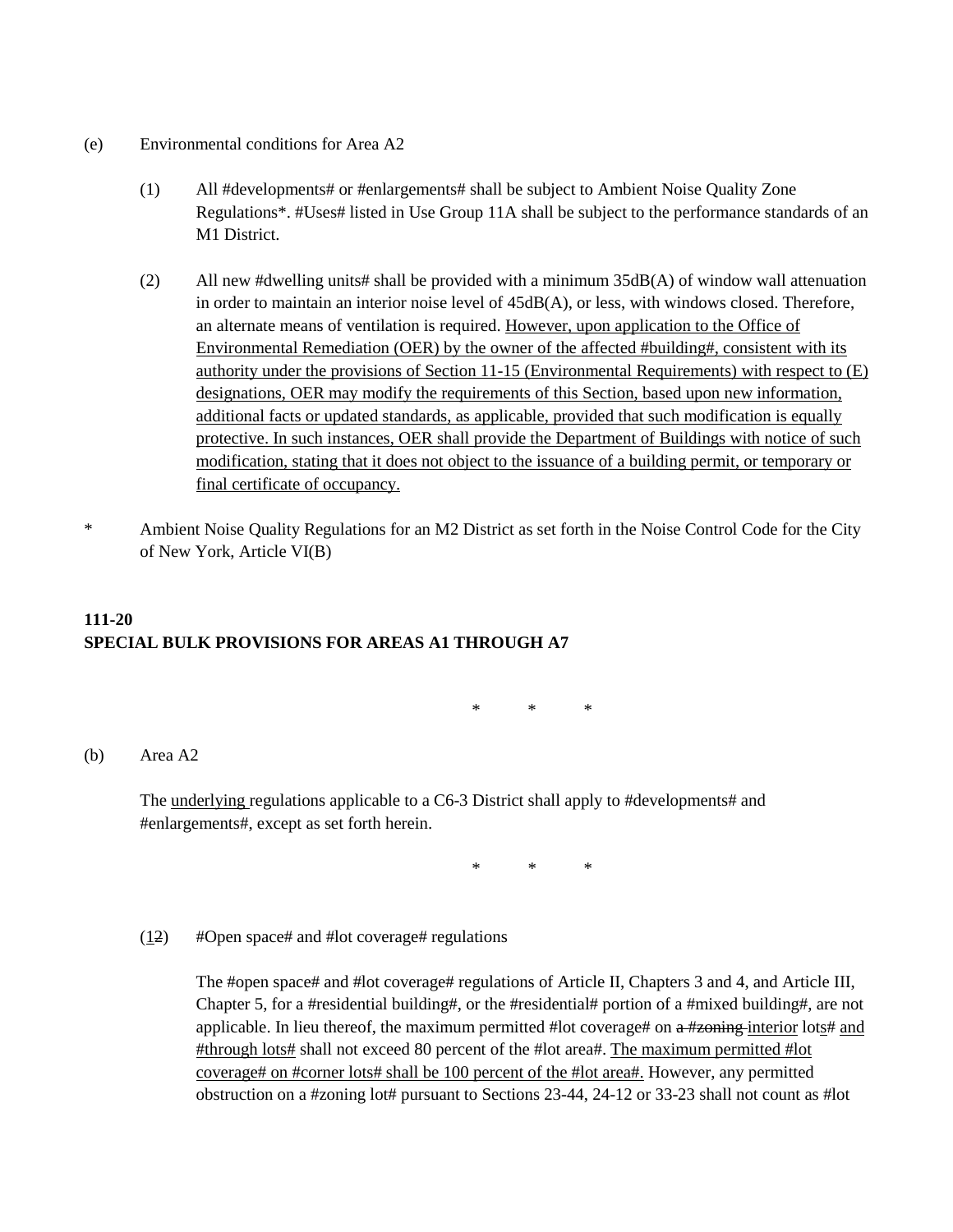(e) Environmental conditions for Area A2

(1) All #developments# or #enlargements# shall be subject to Ambient Noise Quality Zone Regulations*. #Uses# listed in Use Group 11A shall be subject to the performance standards of an M1 District.

(2) All new #dwelling units# shall be provided with a minimum 35dB(A) of window wall attenuation in order to maintain an interior noise level of 45dB(A), or less, with windows closed. Therefore, an alternate means of ventilation is required. <u>However, upon application to the Office of Environmental Remediation (OER) by the owner of the affected #building#, consistent with its authority under the provisions of Section 11-15 (Environmental Requirements) with respect to (E) designations, OER may modify the requirements of this Section, based upon new information, additional facts or updated standards, as applicable, provided that such modification is equally protective. In such instances, OER shall provide the Department of Buildings with notice of such modification, stating that it does not object to the issuance of a building permit, or temporary or final certificate of occupancy.</u>

\* Ambient Noise Quality Regulations for an M2 District as set forth in the Noise Control Code for the City of New York, Article VI(B)

**111-20**
**SPECIAL BULK PROVISIONS FOR AREAS A1 THROUGH A7**

\* \* \*

(b) Area A2

The <u>underlying</u> regulations applicable to a C6-3 District shall apply to #developments# and #enlargements#, except as set forth herein.

\* \* \*

(<u>1</u>~~2~~) #Open space# and #lot coverage# regulations

The #open space# and #lot coverage# regulations of Article II, Chapters 3 and 4, and Article III, Chapter 5, for a #residential building#, or the #residential# portion of a #mixed building#, are not applicable. In lieu thereof, the maximum permitted #lot coverage# on ~~a #zoning~~ <u>interior</u> lot<u>s</u># <u>and #through lots#</u> shall not exceed 80 percent of the #lot area#. <u>The maximum permitted #lot coverage# on #corner lots# shall be 100 percent of the #lot area#.</u> However, any permitted obstruction on a #zoning lot# pursuant to Sections 23-44, 24-12 or 33-23 shall not count as #lot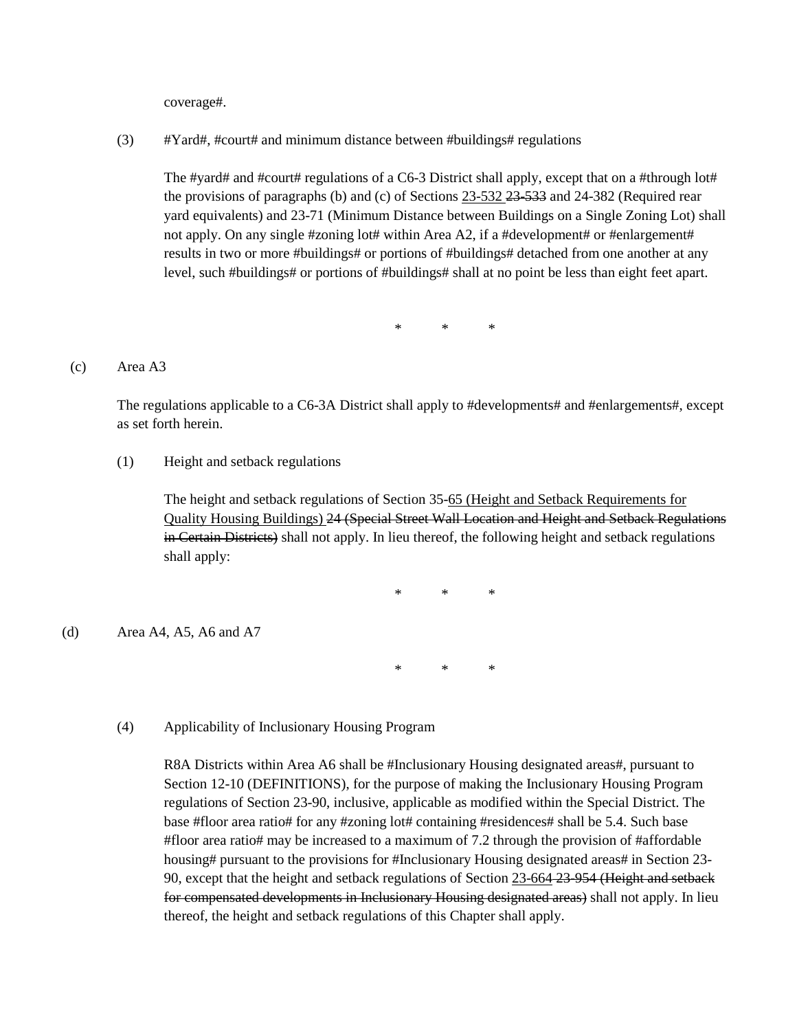coverage#.

(3) #Yard#, #court# and minimum distance between #buildings# regulations

The #yard# and #court# regulations of a C6-3 District shall apply, except that on a #through lot# the provisions of paragraphs (b) and (c) of Sections <u>23-532</u> ~~23-533~~ and 24-382 (Required rear yard equivalents) and 23-71 (Minimum Distance between Buildings on a Single Zoning Lot) shall not apply. On any single #zoning lot# within Area A2, if a #development# or #enlargement# results in two or more #buildings# or portions of #buildings# detached from one another at any level, such #buildings# or portions of #buildings# shall at no point be less than eight feet apart.

\*     \*     \*

(c) Area A3

The regulations applicable to a C6-3A District shall apply to #developments# and #enlargements#, except as set forth herein.

(1) Height and setback regulations

The height and setback regulations of Section 35-<u>65 (Height and Setback Requirements for Quality Housing Buildings)</u> ~~24 (Special Street Wall Location and Height and Setback Regulations in Certain Districts)~~ shall not apply. In lieu thereof, the following height and setback regulations shall apply:

\*     \*     \*

(d) Area A4, A5, A6 and A7

\*     \*     \*

(4) Applicability of Inclusionary Housing Program

R8A Districts within Area A6 shall be #Inclusionary Housing designated areas#, pursuant to Section 12-10 (DEFINITIONS), for the purpose of making the Inclusionary Housing Program regulations of Section 23-90, inclusive, applicable as modified within the Special District. The base #floor area ratio# for any #zoning lot# containing #residences# shall be 5.4. Such base #floor area ratio# may be increased to a maximum of 7.2 through the provision of #affordable housing# pursuant to the provisions for #Inclusionary Housing designated areas# in Section 23-90, except that the height and setback regulations of Section <u>23-664</u> ~~23-954 (Height and setback for compensated developments in Inclusionary Housing designated areas)~~ shall not apply. In lieu thereof, the height and setback regulations of this Chapter shall apply.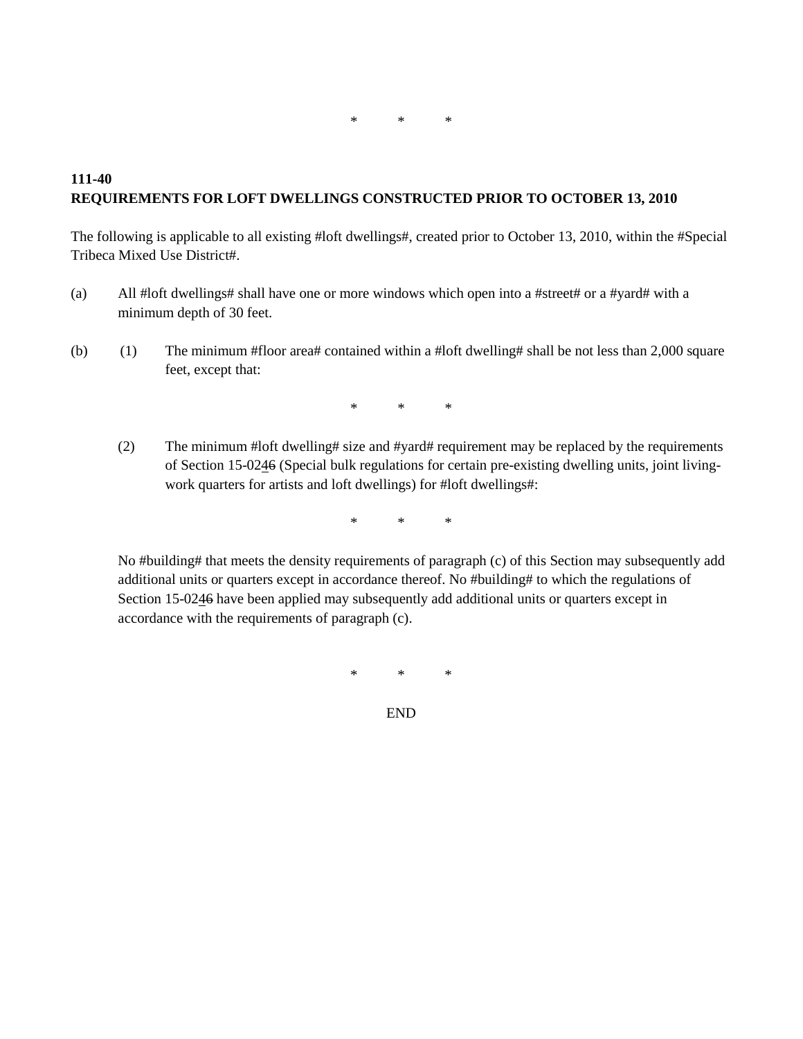\*        \*        \*

**111-40**
**REQUIREMENTS FOR LOFT DWELLINGS CONSTRUCTED PRIOR TO OCTOBER 13, 2010**

The following is applicable to all existing #loft dwellings#, created prior to October 13, 2010, within the #Special Tribeca Mixed Use District#.

(a) All #loft dwellings# shall have one or more windows which open into a #street# or a #yard# with a minimum depth of 30 feet.

(b) (1) The minimum #floor area# contained within a #loft dwelling# shall be not less than 2,000 square feet, except that:

\*        \*        \*

(2) The minimum #loft dwelling# size and #yard# requirement may be replaced by the requirements of Section 15-02<u>4</u>~~6~~ (Special bulk regulations for certain pre-existing dwelling units, joint living-work quarters for artists and loft dwellings) for #loft dwellings#:

\*        \*        \*

No #building# that meets the density requirements of paragraph (c) of this Section may subsequently add additional units or quarters except in accordance thereof. No #building# to which the regulations of Section 15-02<u>4</u>~~6~~ have been applied may subsequently add additional units or quarters except in accordance with the requirements of paragraph (c).

\*        \*        \*

END